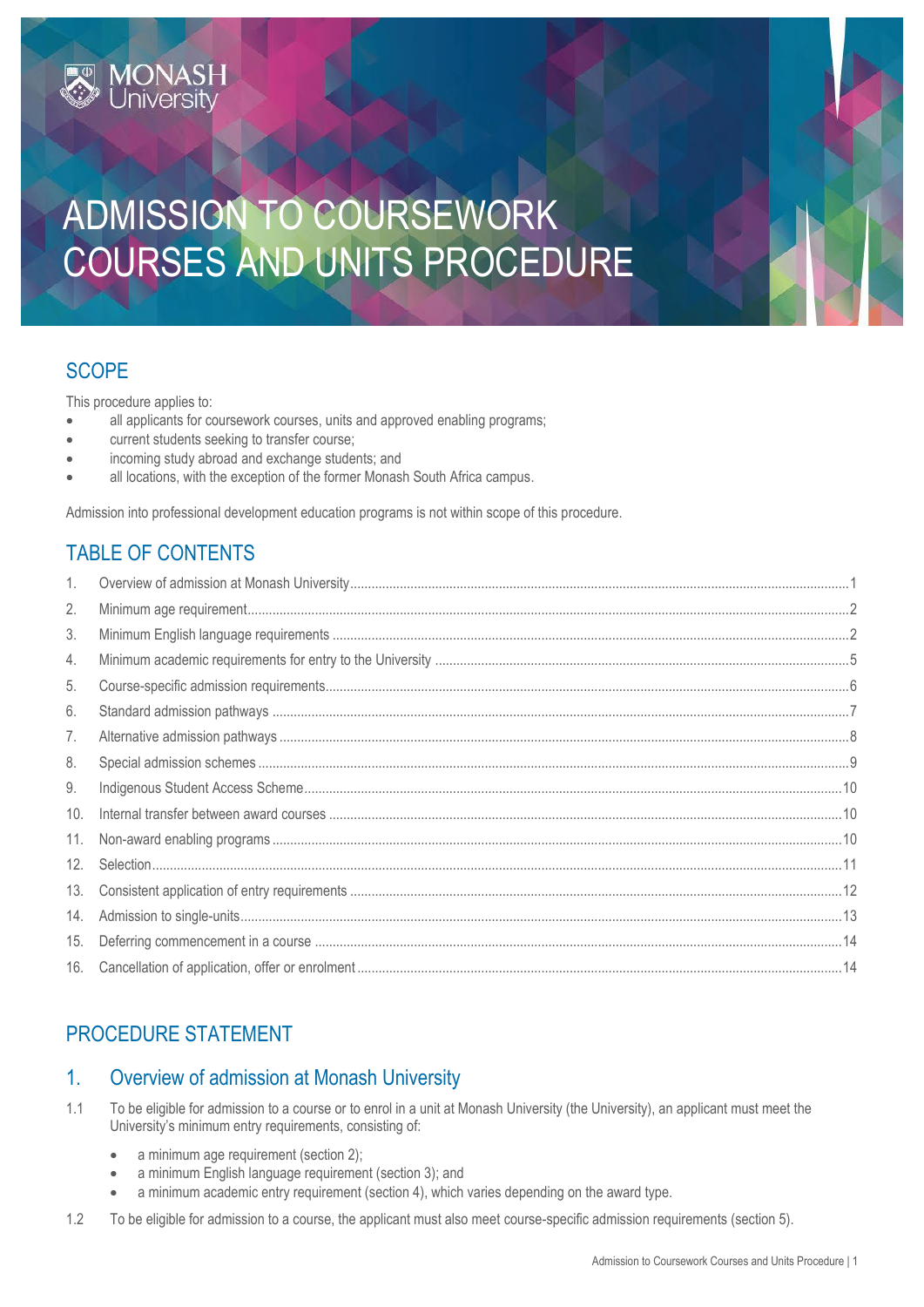# ADMISSION TO COURSEWORK COURSES AND UNITS PROCEDURE

## SCOPE

This procedure applies to:

- all applicants for coursework courses, units and approved enabling programs;
- current students seeking to transfer course;
- incoming study abroad and exchange students; and
- all locations, with the exception of the former Monash South Africa campus.

Admission into professional development education programs is not within scope of this procedure.

## TABLE OF CONTENTS

1. Overview of admission at Monash University ... 1
2. Minimum age requirement ... 2
3. Minimum English language requirements ... 2
4. Minimum academic requirements for entry to the University ... 5
5. Course-specific admission requirements ... 6
6. Standard admission pathways ... 7
7. Alternative admission pathways ... 8
8. Special admission schemes ... 9
9. Indigenous Student Access Scheme ... 10
10. Internal transfer between award courses ... 10
11. Non-award enabling programs ... 10
12. Selection ... 11
13. Consistent application of entry requirements ... 12
14. Admission to single-units ... 13
15. Deferring commencement in a course ... 14
16. Cancellation of application, offer or enrolment ... 14

## PROCEDURE STATEMENT

## 1. Overview of admission at Monash University

1.1 To be eligible for admission to a course or to enrol in a unit at Monash University (the University), an applicant must meet the University's minimum entry requirements, consisting of:

- a minimum age requirement (section 2);
- a minimum English language requirement (section 3); and
- a minimum academic entry requirement (section 4), which varies depending on the award type.

1.2 To be eligible for admission to a course, the applicant must also meet course-specific admission requirements (section 5).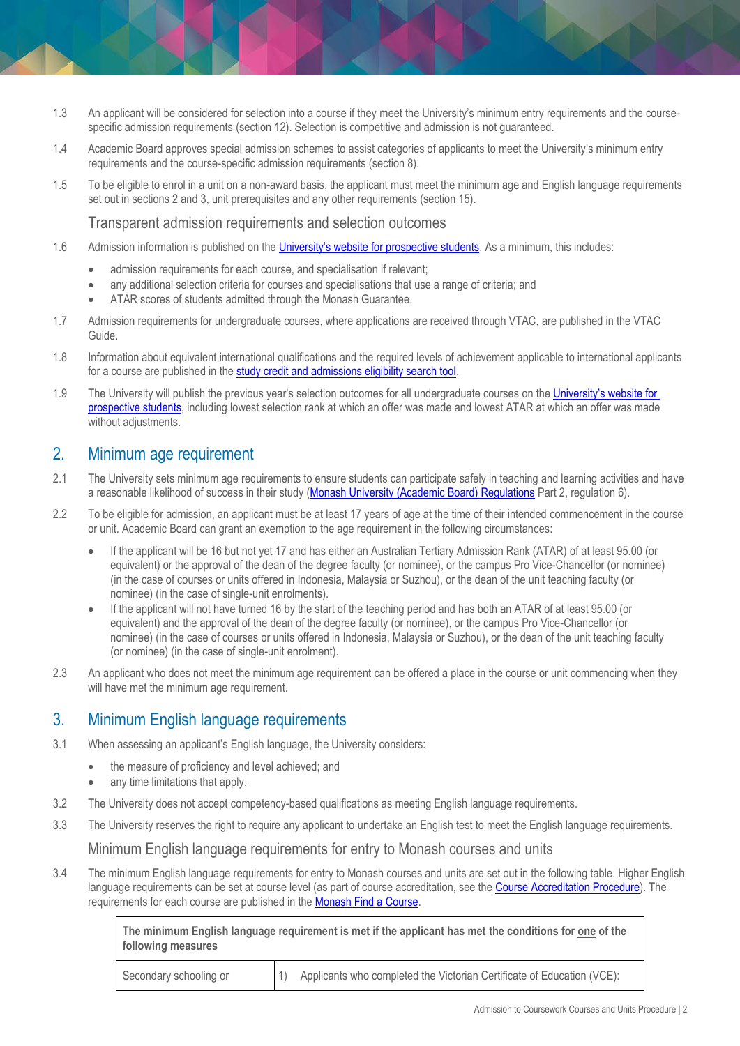1.3 An applicant will be considered for selection into a course if they meet the University's minimum entry requirements and the course-specific admission requirements (section 12). Selection is competitive and admission is not guaranteed.

1.4 Academic Board approves special admission schemes to assist categories of applicants to meet the University's minimum entry requirements and the course-specific admission requirements (section 8).

1.5 To be eligible to enrol in a unit on a non-award basis, the applicant must meet the minimum age and English language requirements set out in sections 2 and 3, unit prerequisites and any other requirements (section 15).

### Transparent admission requirements and selection outcomes

1.6 Admission information is published on the University's website for prospective students. As a minimum, this includes:

- admission requirements for each course, and specialisation if relevant;
- any additional selection criteria for courses and specialisations that use a range of criteria; and
- ATAR scores of students admitted through the Monash Guarantee.

1.7 Admission requirements for undergraduate courses, where applications are received through VTAC, are published in the VTAC Guide.

1.8 Information about equivalent international qualifications and the required levels of achievement applicable to international applicants for a course are published in the study credit and admissions eligibility search tool.

1.9 The University will publish the previous year's selection outcomes for all undergraduate courses on the University's website for prospective students, including lowest selection rank at which an offer was made and lowest ATAR at which an offer was made without adjustments.

## 2. Minimum age requirement

2.1 The University sets minimum age requirements to ensure students can participate safely in teaching and learning activities and have a reasonable likelihood of success in their study (Monash University (Academic Board) Regulations Part 2, regulation 6).

2.2 To be eligible for admission, an applicant must be at least 17 years of age at the time of their intended commencement in the course or unit. Academic Board can grant an exemption to the age requirement in the following circumstances:

- If the applicant will be 16 but not yet 17 and has either an Australian Tertiary Admission Rank (ATAR) of at least 95.00 (or equivalent) or the approval of the dean of the degree faculty (or nominee), or the campus Pro Vice-Chancellor (or nominee) (in the case of courses or units offered in Indonesia, Malaysia or Suzhou), or the dean of the unit teaching faculty (or nominee) (in the case of single-unit enrolments).
- If the applicant will not have turned 16 by the start of the teaching period and has both an ATAR of at least 95.00 (or equivalent) and the approval of the dean of the degree faculty (or nominee), or the campus Pro Vice-Chancellor (or nominee) (in the case of courses or units offered in Indonesia, Malaysia or Suzhou), or the dean of the unit teaching faculty (or nominee) (in the case of single-unit enrolment).

2.3 An applicant who does not meet the minimum age requirement can be offered a place in the course or unit commencing when they will have met the minimum age requirement.

## 3. Minimum English language requirements

3.1 When assessing an applicant's English language, the University considers:

- the measure of proficiency and level achieved; and
- any time limitations that apply.

3.2 The University does not accept competency-based qualifications as meeting English language requirements.

3.3 The University reserves the right to require any applicant to undertake an English test to meet the English language requirements.

### Minimum English language requirements for entry to Monash courses and units

3.4 The minimum English language requirements for entry to Monash courses and units are set out in the following table. Higher English language requirements can be set at course level (as part of course accreditation, see the Course Accreditation Procedure). The requirements for each course are published in the Monash Find a Course.

| **The minimum English language requirement is met if the applicant has met the conditions for one of the following measures** | |
|---|---|
| Secondary schooling or | 1) Applicants who completed the Victorian Certificate of Education (VCE): |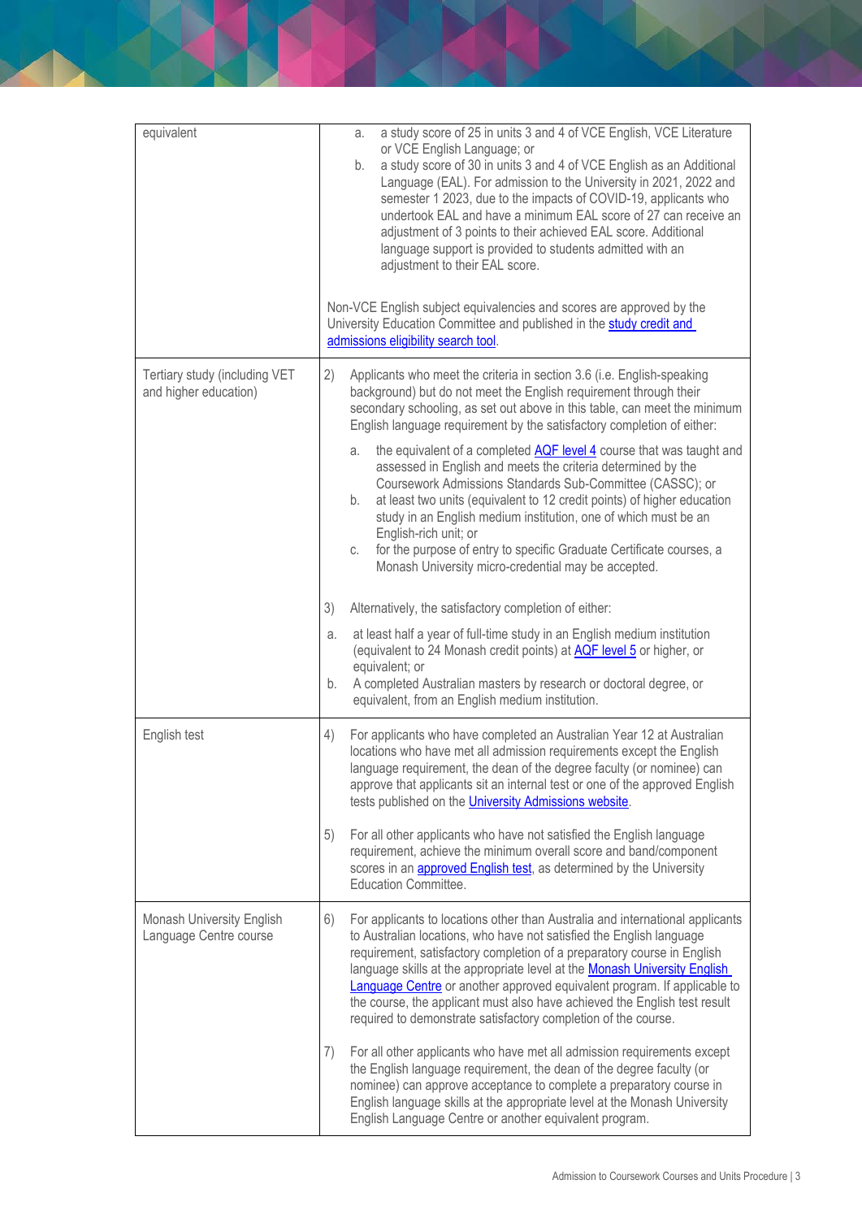| | |
|---|---|
| equivalent | a. a study score of 25 in units 3 and 4 of VCE English, VCE Literature or VCE English Language; or<br>b. a study score of 30 in units 3 and 4 of VCE English as an Additional Language (EAL). For admission to the University in 2021, 2022 and semester 1 2023, due to the impacts of COVID-19, applicants who undertook EAL and have a minimum EAL score of 27 can receive an adjustment of 3 points to their achieved EAL score. Additional language support is provided to students admitted with an adjustment to their EAL score.<br><br>Non-VCE English subject equivalencies and scores are approved by the University Education Committee and published in the [study credit and admissions eligibility search tool]. |
| Tertiary study (including VET and higher education) | 2) Applicants who meet the criteria in section 3.6 (i.e. English-speaking background) but do not meet the English requirement through their secondary schooling, as set out above in this table, can meet the minimum English language requirement by the satisfactory completion of either:<br>a. the equivalent of a completed [AQF level 4] course that was taught and assessed in English and meets the criteria determined by the Coursework Admissions Standards Sub-Committee (CASSC); or<br>b. at least two units (equivalent to 12 credit points) of higher education study in an English medium institution, one of which must be an English-rich unit; or<br>c. for the purpose of entry to specific Graduate Certificate courses, a Monash University micro-credential may be accepted.<br><br>3) Alternatively, the satisfactory completion of either:<br>a. at least half a year of full-time study in an English medium institution (equivalent to 24 Monash credit points) at [AQF level 5] or higher, or equivalent; or<br>b. A completed Australian masters by research or doctoral degree, or equivalent, from an English medium institution. |
| English test | 4) For applicants who have completed an Australian Year 12 at Australian locations who have met all admission requirements except the English language requirement, the dean of the degree faculty (or nominee) can approve that applicants sit an internal test or one of the approved English tests published on the [University Admissions website].<br><br>5) For all other applicants who have not satisfied the English language requirement, achieve the minimum overall score and band/component scores in an [approved English test], as determined by the University Education Committee. |
| Monash University English Language Centre course | 6) For applicants to locations other than Australia and international applicants to Australian locations, who have not satisfied the English language requirement, satisfactory completion of a preparatory course in English language skills at the appropriate level at the [Monash University English Language Centre] or another approved equivalent program. If applicable to the course, the applicant must also have achieved the English test result required to demonstrate satisfactory completion of the course.<br><br>7) For all other applicants who have met all admission requirements except the English language requirement, the dean of the degree faculty (or nominee) can approve acceptance to complete a preparatory course in English language skills at the appropriate level at the Monash University English Language Centre or another equivalent program. |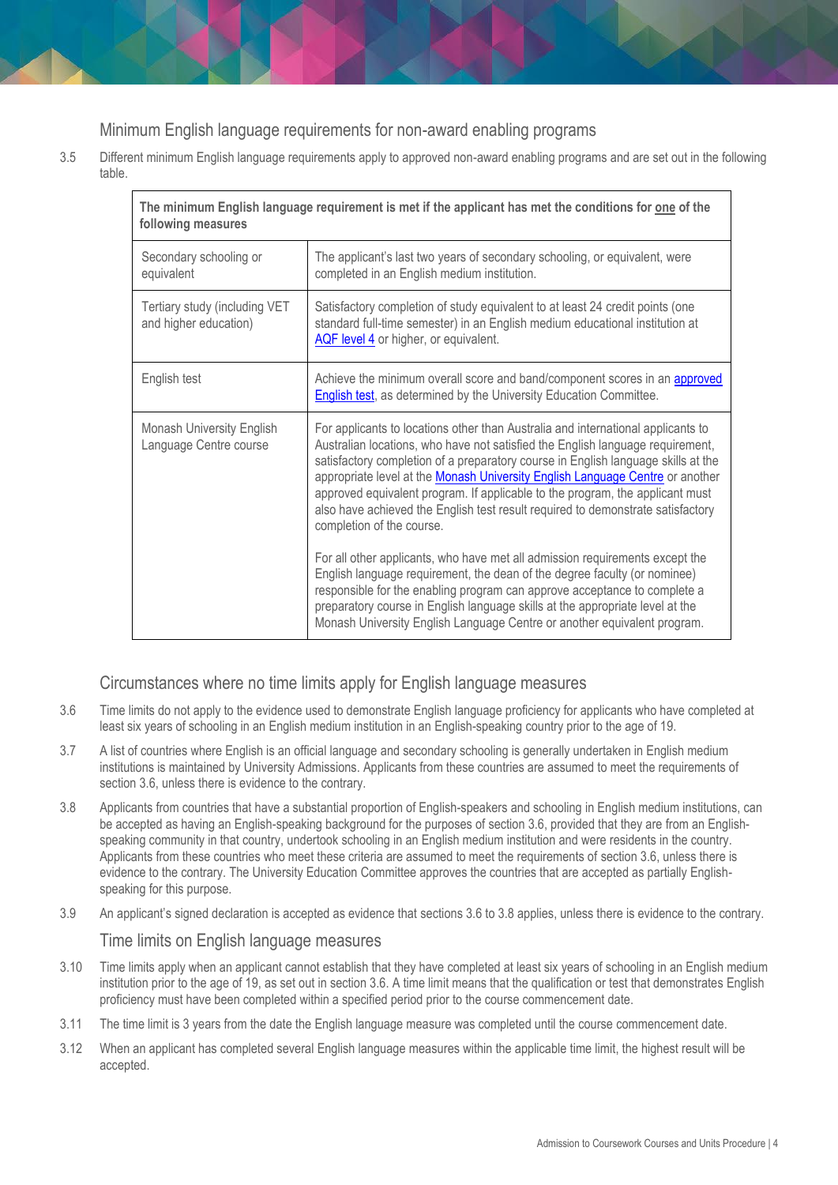## Minimum English language requirements for non-award enabling programs

3.5 Different minimum English language requirements apply to approved non-award enabling programs and are set out in the following table.

| The minimum English language requirement is met if the applicant has met the conditions for <u>one</u> of the following measures | |
|---|---|
| Secondary schooling or equivalent | The applicant's last two years of secondary schooling, or equivalent, were completed in an English medium institution. |
| Tertiary study (including VET and higher education) | Satisfactory completion of study equivalent to at least 24 credit points (one standard full-time semester) in an English medium educational institution at AQF level 4 or higher, or equivalent. |
| English test | Achieve the minimum overall score and band/component scores in an approved English test, as determined by the University Education Committee. |
| Monash University English Language Centre course | For applicants to locations other than Australia and international applicants to Australian locations, who have not satisfied the English language requirement, satisfactory completion of a preparatory course in English language skills at the appropriate level at the Monash University English Language Centre or another approved equivalent program. If applicable to the program, the applicant must also have achieved the English test result required to demonstrate satisfactory completion of the course.<br><br>For all other applicants, who have met all admission requirements except the English language requirement, the dean of the degree faculty (or nominee) responsible for the enabling program can approve acceptance to complete a preparatory course in English language skills at the appropriate level at the Monash University English Language Centre or another equivalent program. |

## Circumstances where no time limits apply for English language measures

3.6 Time limits do not apply to the evidence used to demonstrate English language proficiency for applicants who have completed at least six years of schooling in an English medium institution in an English-speaking country prior to the age of 19.

3.7 A list of countries where English is an official language and secondary schooling is generally undertaken in English medium institutions is maintained by University Admissions. Applicants from these countries are assumed to meet the requirements of section 3.6, unless there is evidence to the contrary.

3.8 Applicants from countries that have a substantial proportion of English-speakers and schooling in English medium institutions, can be accepted as having an English-speaking background for the purposes of section 3.6, provided that they are from an English-speaking community in that country, undertook schooling in an English medium institution and were residents in the country. Applicants from these countries who meet these criteria are assumed to meet the requirements of section 3.6, unless there is evidence to the contrary. The University Education Committee approves the countries that are accepted as partially English-speaking for this purpose.

3.9 An applicant's signed declaration is accepted as evidence that sections 3.6 to 3.8 applies, unless there is evidence to the contrary.

## Time limits on English language measures

3.10 Time limits apply when an applicant cannot establish that they have completed at least six years of schooling in an English medium institution prior to the age of 19, as set out in section 3.6. A time limit means that the qualification or test that demonstrates English proficiency must have been completed within a specified period prior to the course commencement date.

3.11 The time limit is 3 years from the date the English language measure was completed until the course commencement date.

3.12 When an applicant has completed several English language measures within the applicable time limit, the highest result will be accepted.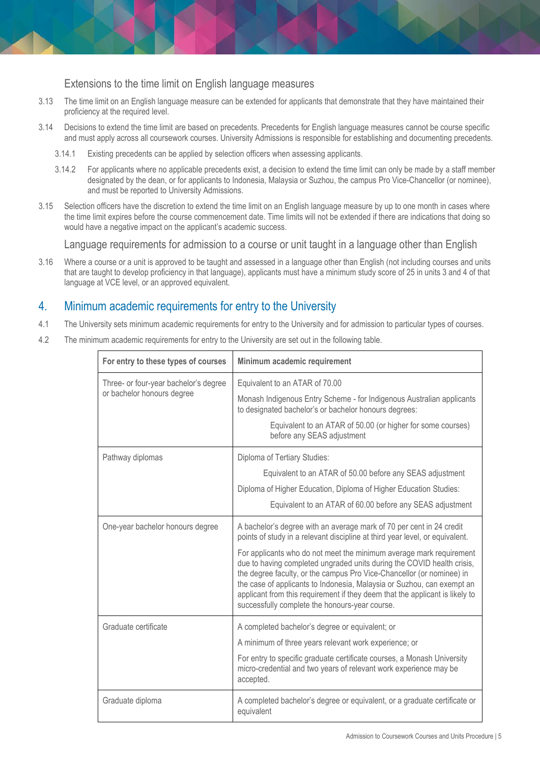### Extensions to the time limit on English language measures

3.13 The time limit on an English language measure can be extended for applicants that demonstrate that they have maintained their proficiency at the required level.

3.14 Decisions to extend the time limit are based on precedents. Precedents for English language measures cannot be course specific and must apply across all coursework courses. University Admissions is responsible for establishing and documenting precedents.

3.14.1 Existing precedents can be applied by selection officers when assessing applicants.

3.14.2 For applicants where no applicable precedents exist, a decision to extend the time limit can only be made by a staff member designated by the dean, or for applicants to Indonesia, Malaysia or Suzhou, the campus Pro Vice-Chancellor (or nominee), and must be reported to University Admissions.

3.15 Selection officers have the discretion to extend the time limit on an English language measure by up to one month in cases where the time limit expires before the course commencement date. Time limits will not be extended if there are indications that doing so would have a negative impact on the applicant's academic success.

### Language requirements for admission to a course or unit taught in a language other than English

3.16 Where a course or a unit is approved to be taught and assessed in a language other than English (not including courses and units that are taught to develop proficiency in that language), applicants must have a minimum study score of 25 in units 3 and 4 of that language at VCE level, or an approved equivalent.

## 4. Minimum academic requirements for entry to the University

4.1 The University sets minimum academic requirements for entry to the University and for admission to particular types of courses.

4.2 The minimum academic requirements for entry to the University are set out in the following table.

| For entry to these types of courses | Minimum academic requirement |
|---|---|
| Three- or four-year bachelor's degree or bachelor honours degree | Equivalent to an ATAR of 70.00<br><br>Monash Indigenous Entry Scheme - for Indigenous Australian applicants to designated bachelor's or bachelor honours degrees:<br><br>Equivalent to an ATAR of 50.00 (or higher for some courses) before any SEAS adjustment |
| Pathway diplomas | Diploma of Tertiary Studies:<br><br>Equivalent to an ATAR of 50.00 before any SEAS adjustment<br><br>Diploma of Higher Education, Diploma of Higher Education Studies:<br><br>Equivalent to an ATAR of 60.00 before any SEAS adjustment |
| One-year bachelor honours degree | A bachelor's degree with an average mark of 70 per cent in 24 credit points of study in a relevant discipline at third year level, or equivalent.<br><br>For applicants who do not meet the minimum average mark requirement due to having completed ungraded units during the COVID health crisis, the degree faculty, or the campus Pro Vice-Chancellor (or nominee) in the case of applicants to Indonesia, Malaysia or Suzhou, can exempt an applicant from this requirement if they deem that the applicant is likely to successfully complete the honours-year course. |
| Graduate certificate | A completed bachelor's degree or equivalent; or<br><br>A minimum of three years relevant work experience; or<br><br>For entry to specific graduate certificate courses, a Monash University micro-credential and two years of relevant work experience may be accepted. |
| Graduate diploma | A completed bachelor's degree or equivalent, or a graduate certificate or equivalent |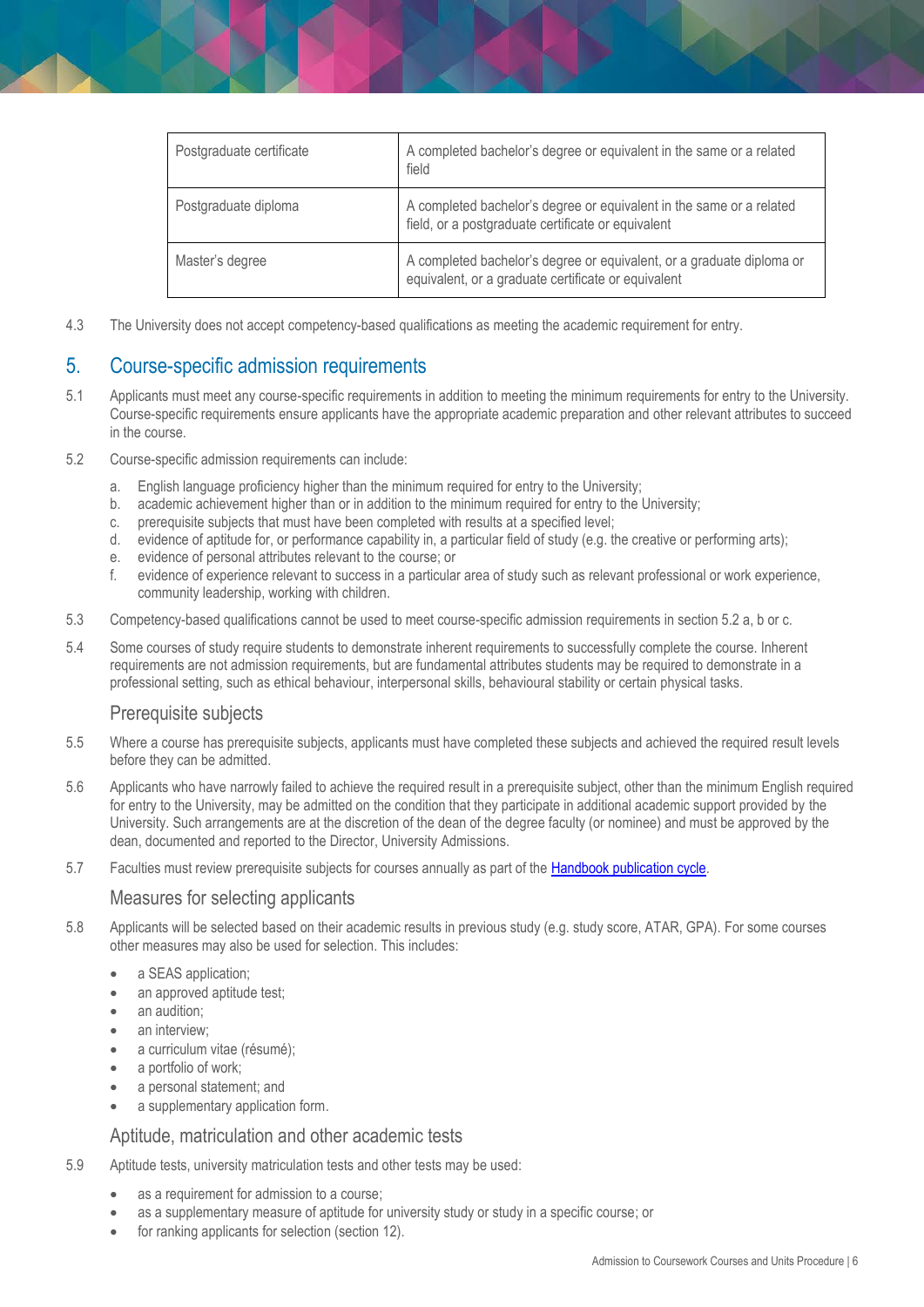| Postgraduate certificate | A completed bachelor's degree or equivalent in the same or a related field |
|---|---|
| Postgraduate diploma | A completed bachelor's degree or equivalent in the same or a related field, or a postgraduate certificate or equivalent |
| Master's degree | A completed bachelor's degree or equivalent, or a graduate diploma or equivalent, or a graduate certificate or equivalent |

4.3 The University does not accept competency-based qualifications as meeting the academic requirement for entry.

## 5. Course-specific admission requirements

5.1 Applicants must meet any course-specific requirements in addition to meeting the minimum requirements for entry to the University. Course-specific requirements ensure applicants have the appropriate academic preparation and other relevant attributes to succeed in the course.

5.2 Course-specific admission requirements can include:

a. English language proficiency higher than the minimum required for entry to the University;
b. academic achievement higher than or in addition to the minimum required for entry to the University;
c. prerequisite subjects that must have been completed with results at a specified level;
d. evidence of aptitude for, or performance capability in, a particular field of study (e.g. the creative or performing arts);
e. evidence of personal attributes relevant to the course; or
f. evidence of experience relevant to success in a particular area of study such as relevant professional or work experience, community leadership, working with children.

5.3 Competency-based qualifications cannot be used to meet course-specific admission requirements in section 5.2 a, b or c.

5.4 Some courses of study require students to demonstrate inherent requirements to successfully complete the course. Inherent requirements are not admission requirements, but are fundamental attributes students may be required to demonstrate in a professional setting, such as ethical behaviour, interpersonal skills, behavioural stability or certain physical tasks.

### Prerequisite subjects

5.5 Where a course has prerequisite subjects, applicants must have completed these subjects and achieved the required result levels before they can be admitted.

5.6 Applicants who have narrowly failed to achieve the required result in a prerequisite subject, other than the minimum English required for entry to the University, may be admitted on the condition that they participate in additional academic support provided by the University. Such arrangements are at the discretion of the dean of the degree faculty (or nominee) and must be approved by the dean, documented and reported to the Director, University Admissions.

5.7 Faculties must review prerequisite subjects for courses annually as part of the Handbook publication cycle.

### Measures for selecting applicants

5.8 Applicants will be selected based on their academic results in previous study (e.g. study score, ATAR, GPA). For some courses other measures may also be used for selection. This includes:

- a SEAS application;
- an approved aptitude test;
- an audition;
- an interview;
- a curriculum vitae (résumé);
- a portfolio of work;
- a personal statement; and
- a supplementary application form.

### Aptitude, matriculation and other academic tests

5.9 Aptitude tests, university matriculation tests and other tests may be used:

- as a requirement for admission to a course;
- as a supplementary measure of aptitude for university study or study in a specific course; or
- for ranking applicants for selection (section 12).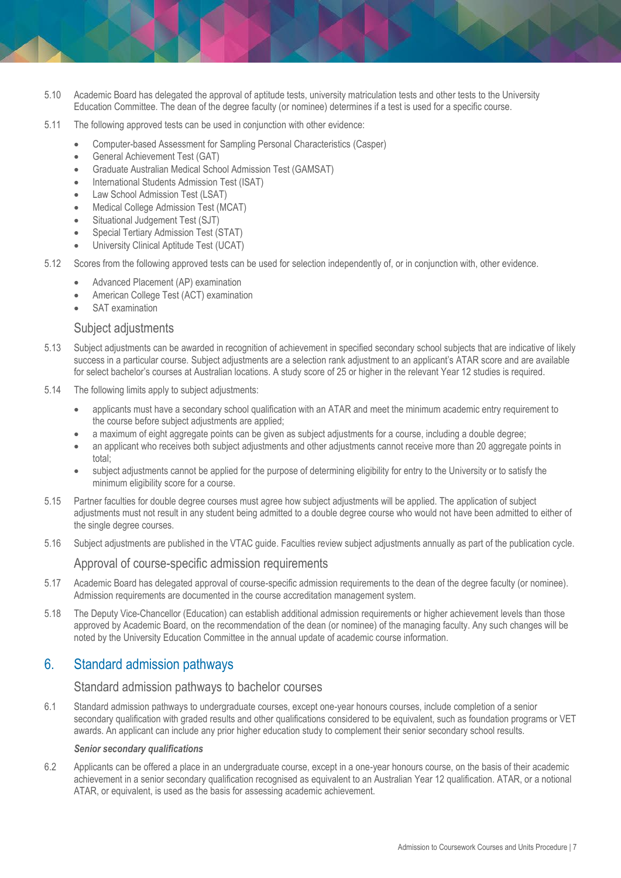5.10 Academic Board has delegated the approval of aptitude tests, university matriculation tests and other tests to the University Education Committee. The dean of the degree faculty (or nominee) determines if a test is used for a specific course.

5.11 The following approved tests can be used in conjunction with other evidence:

- Computer-based Assessment for Sampling Personal Characteristics (Casper)
- General Achievement Test (GAT)
- Graduate Australian Medical School Admission Test (GAMSAT)
- International Students Admission Test (ISAT)
- Law School Admission Test (LSAT)
- Medical College Admission Test (MCAT)
- Situational Judgement Test (SJT)
- Special Tertiary Admission Test (STAT)
- University Clinical Aptitude Test (UCAT)

5.12 Scores from the following approved tests can be used for selection independently of, or in conjunction with, other evidence.

- Advanced Placement (AP) examination
- American College Test (ACT) examination
- SAT examination

### Subject adjustments

5.13 Subject adjustments can be awarded in recognition of achievement in specified secondary school subjects that are indicative of likely success in a particular course. Subject adjustments are a selection rank adjustment to an applicant's ATAR score and are available for select bachelor's courses at Australian locations. A study score of 25 or higher in the relevant Year 12 studies is required.

5.14 The following limits apply to subject adjustments:

- applicants must have a secondary school qualification with an ATAR and meet the minimum academic entry requirement to the course before subject adjustments are applied;
- a maximum of eight aggregate points can be given as subject adjustments for a course, including a double degree;
- an applicant who receives both subject adjustments and other adjustments cannot receive more than 20 aggregate points in total;
- subject adjustments cannot be applied for the purpose of determining eligibility for entry to the University or to satisfy the minimum eligibility score for a course.

5.15 Partner faculties for double degree courses must agree how subject adjustments will be applied. The application of subject adjustments must not result in any student being admitted to a double degree course who would not have been admitted to either of the single degree courses.

5.16 Subject adjustments are published in the VTAC guide. Faculties review subject adjustments annually as part of the publication cycle.

### Approval of course-specific admission requirements

5.17 Academic Board has delegated approval of course-specific admission requirements to the dean of the degree faculty (or nominee). Admission requirements are documented in the course accreditation management system.

5.18 The Deputy Vice-Chancellor (Education) can establish additional admission requirements or higher achievement levels than those approved by Academic Board, on the recommendation of the dean (or nominee) of the managing faculty. Any such changes will be noted by the University Education Committee in the annual update of academic course information.

## 6. Standard admission pathways

### Standard admission pathways to bachelor courses

6.1 Standard admission pathways to undergraduate courses, except one-year honours courses, include completion of a senior secondary qualification with graded results and other qualifications considered to be equivalent, such as foundation programs or VET awards. An applicant can include any prior higher education study to complement their senior secondary school results.

***Senior secondary qualifications***

6.2 Applicants can be offered a place in an undergraduate course, except in a one-year honours course, on the basis of their academic achievement in a senior secondary qualification recognised as equivalent to an Australian Year 12 qualification. ATAR, or a notional ATAR, or equivalent, is used as the basis for assessing academic achievement.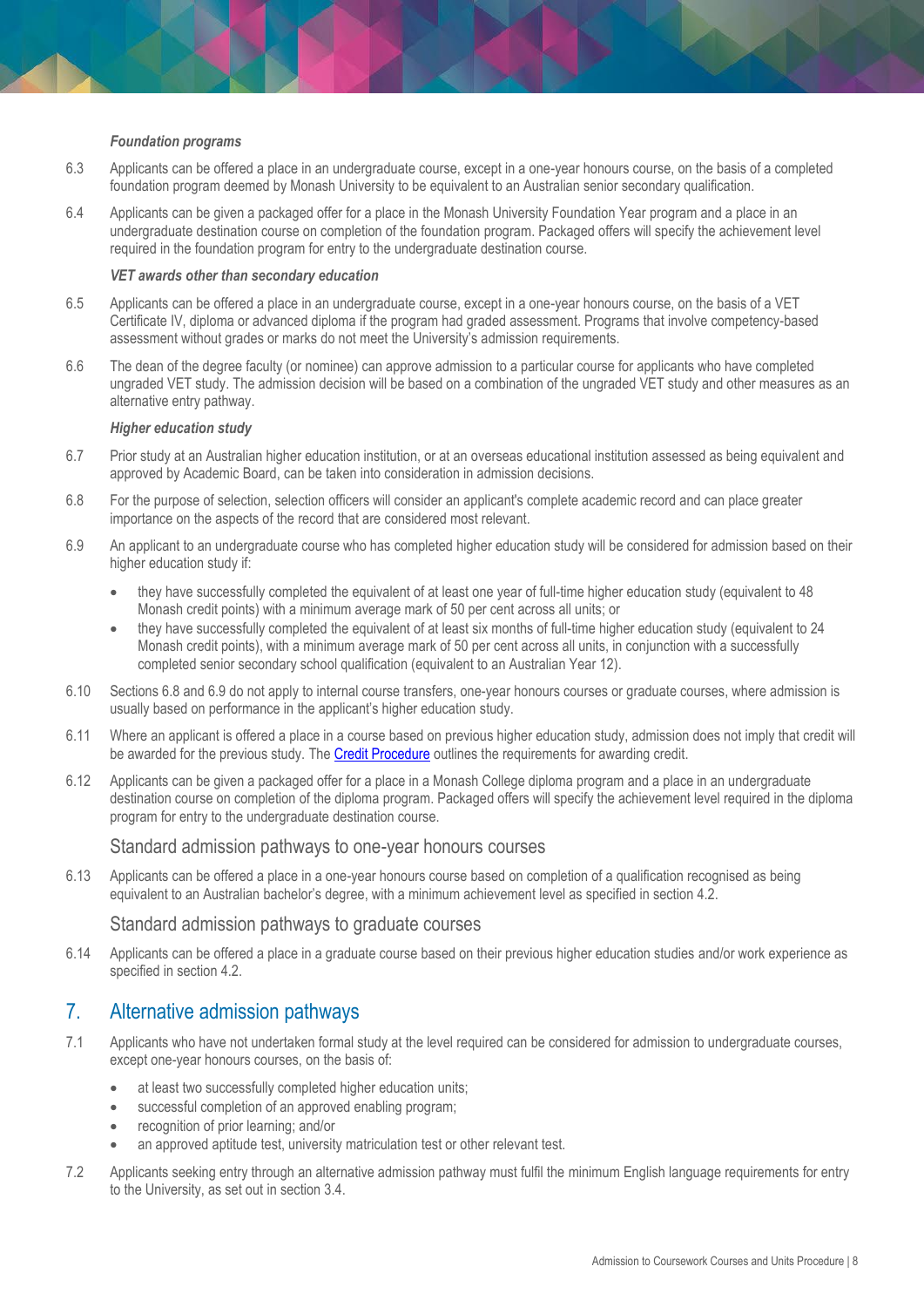*Foundation programs*

6.3 Applicants can be offered a place in an undergraduate course, except in a one-year honours course, on the basis of a completed foundation program deemed by Monash University to be equivalent to an Australian senior secondary qualification.

6.4 Applicants can be given a packaged offer for a place in the Monash University Foundation Year program and a place in an undergraduate destination course on completion of the foundation program. Packaged offers will specify the achievement level required in the foundation program for entry to the undergraduate destination course.

*VET awards other than secondary education*

6.5 Applicants can be offered a place in an undergraduate course, except in a one-year honours course, on the basis of a VET Certificate IV, diploma or advanced diploma if the program had graded assessment. Programs that involve competency-based assessment without grades or marks do not meet the University's admission requirements.

6.6 The dean of the degree faculty (or nominee) can approve admission to a particular course for applicants who have completed ungraded VET study. The admission decision will be based on a combination of the ungraded VET study and other measures as an alternative entry pathway.

*Higher education study*

6.7 Prior study at an Australian higher education institution, or at an overseas educational institution assessed as being equivalent and approved by Academic Board, can be taken into consideration in admission decisions.

6.8 For the purpose of selection, selection officers will consider an applicant's complete academic record and can place greater importance on the aspects of the record that are considered most relevant.

6.9 An applicant to an undergraduate course who has completed higher education study will be considered for admission based on their higher education study if:

- they have successfully completed the equivalent of at least one year of full-time higher education study (equivalent to 48 Monash credit points) with a minimum average mark of 50 per cent across all units; or
- they have successfully completed the equivalent of at least six months of full-time higher education study (equivalent to 24 Monash credit points), with a minimum average mark of 50 per cent across all units, in conjunction with a successfully completed senior secondary school qualification (equivalent to an Australian Year 12).

6.10 Sections 6.8 and 6.9 do not apply to internal course transfers, one-year honours courses or graduate courses, where admission is usually based on performance in the applicant's higher education study.

6.11 Where an applicant is offered a place in a course based on previous higher education study, admission does not imply that credit will be awarded for the previous study. The Credit Procedure outlines the requirements for awarding credit.

6.12 Applicants can be given a packaged offer for a place in a Monash College diploma program and a place in an undergraduate destination course on completion of the diploma program. Packaged offers will specify the achievement level required in the diploma program for entry to the undergraduate destination course.

### Standard admission pathways to one-year honours courses

6.13 Applicants can be offered a place in a one-year honours course based on completion of a qualification recognised as being equivalent to an Australian bachelor's degree, with a minimum achievement level as specified in section 4.2.

### Standard admission pathways to graduate courses

6.14 Applicants can be offered a place in a graduate course based on their previous higher education studies and/or work experience as specified in section 4.2.

## 7. Alternative admission pathways

7.1 Applicants who have not undertaken formal study at the level required can be considered for admission to undergraduate courses, except one-year honours courses, on the basis of:

- at least two successfully completed higher education units;
- successful completion of an approved enabling program;
- recognition of prior learning; and/or
- an approved aptitude test, university matriculation test or other relevant test.

7.2 Applicants seeking entry through an alternative admission pathway must fulfil the minimum English language requirements for entry to the University, as set out in section 3.4.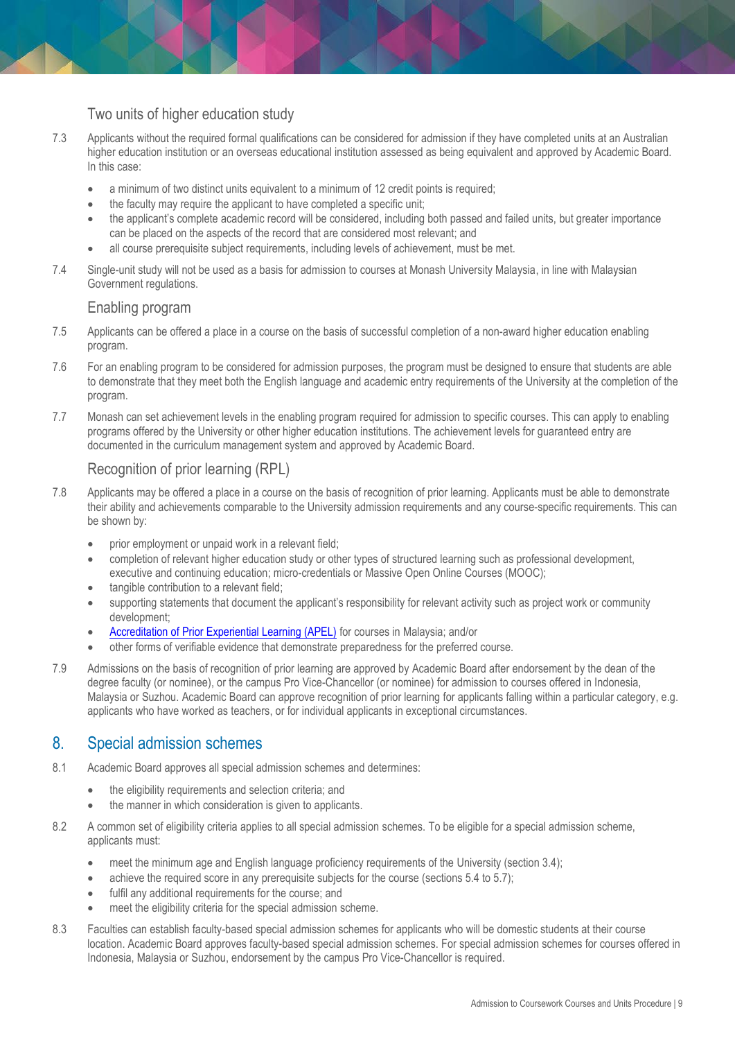### Two units of higher education study

7.3 Applicants without the required formal qualifications can be considered for admission if they have completed units at an Australian higher education institution or an overseas educational institution assessed as being equivalent and approved by Academic Board. In this case:

- a minimum of two distinct units equivalent to a minimum of 12 credit points is required;
- the faculty may require the applicant to have completed a specific unit;
- the applicant's complete academic record will be considered, including both passed and failed units, but greater importance can be placed on the aspects of the record that are considered most relevant; and
- all course prerequisite subject requirements, including levels of achievement, must be met.

7.4 Single-unit study will not be used as a basis for admission to courses at Monash University Malaysia, in line with Malaysian Government regulations.

### Enabling program

7.5 Applicants can be offered a place in a course on the basis of successful completion of a non-award higher education enabling program.

7.6 For an enabling program to be considered for admission purposes, the program must be designed to ensure that students are able to demonstrate that they meet both the English language and academic entry requirements of the University at the completion of the program.

7.7 Monash can set achievement levels in the enabling program required for admission to specific courses. This can apply to enabling programs offered by the University or other higher education institutions. The achievement levels for guaranteed entry are documented in the curriculum management system and approved by Academic Board.

### Recognition of prior learning (RPL)

7.8 Applicants may be offered a place in a course on the basis of recognition of prior learning. Applicants must be able to demonstrate their ability and achievements comparable to the University admission requirements and any course-specific requirements. This can be shown by:

- prior employment or unpaid work in a relevant field;
- completion of relevant higher education study or other types of structured learning such as professional development, executive and continuing education; micro-credentials or Massive Open Online Courses (MOOC);
- tangible contribution to a relevant field;
- supporting statements that document the applicant's responsibility for relevant activity such as project work or community development;
- Accreditation of Prior Experiential Learning (APEL) for courses in Malaysia; and/or
- other forms of verifiable evidence that demonstrate preparedness for the preferred course.

7.9 Admissions on the basis of recognition of prior learning are approved by Academic Board after endorsement by the dean of the degree faculty (or nominee), or the campus Pro Vice-Chancellor (or nominee) for admission to courses offered in Indonesia, Malaysia or Suzhou. Academic Board can approve recognition of prior learning for applicants falling within a particular category, e.g. applicants who have worked as teachers, or for individual applicants in exceptional circumstances.

## 8. Special admission schemes

8.1 Academic Board approves all special admission schemes and determines:

- the eligibility requirements and selection criteria; and
- the manner in which consideration is given to applicants.

8.2 A common set of eligibility criteria applies to all special admission schemes. To be eligible for a special admission scheme, applicants must:

- meet the minimum age and English language proficiency requirements of the University (section 3.4);
- achieve the required score in any prerequisite subjects for the course (sections 5.4 to 5.7);
- fulfil any additional requirements for the course; and
- meet the eligibility criteria for the special admission scheme.

8.3 Faculties can establish faculty-based special admission schemes for applicants who will be domestic students at their course location. Academic Board approves faculty-based special admission schemes. For special admission schemes for courses offered in Indonesia, Malaysia or Suzhou, endorsement by the campus Pro Vice-Chancellor is required.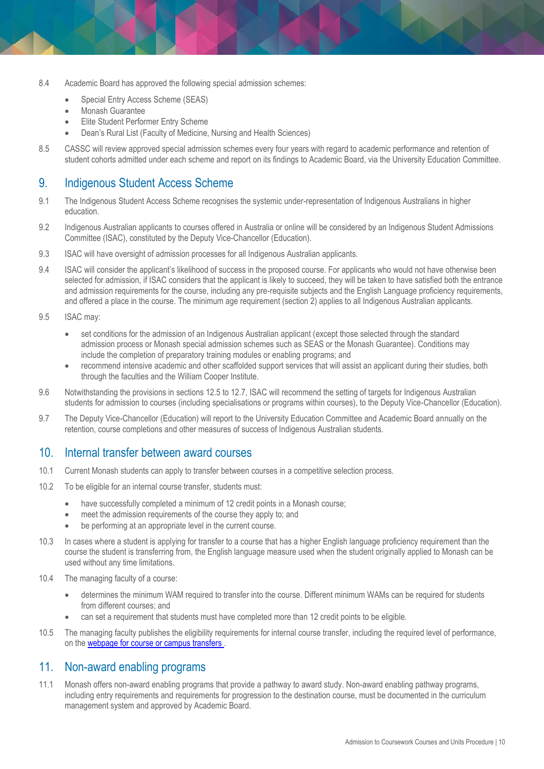8.4 Academic Board has approved the following special admission schemes:

- Special Entry Access Scheme (SEAS)
- Monash Guarantee
- Elite Student Performer Entry Scheme
- Dean's Rural List (Faculty of Medicine, Nursing and Health Sciences)

8.5 CASSC will review approved special admission schemes every four years with regard to academic performance and retention of student cohorts admitted under each scheme and report on its findings to Academic Board, via the University Education Committee.

## 9. Indigenous Student Access Scheme

9.1 The Indigenous Student Access Scheme recognises the systemic under-representation of Indigenous Australians in higher education.

9.2 Indigenous Australian applicants to courses offered in Australia or online will be considered by an Indigenous Student Admissions Committee (ISAC), constituted by the Deputy Vice-Chancellor (Education).

9.3 ISAC will have oversight of admission processes for all Indigenous Australian applicants.

9.4 ISAC will consider the applicant's likelihood of success in the proposed course. For applicants who would not have otherwise been selected for admission, if ISAC considers that the applicant is likely to succeed, they will be taken to have satisfied both the entrance and admission requirements for the course, including any pre-requisite subjects and the English Language proficiency requirements, and offered a place in the course. The minimum age requirement (section 2) applies to all Indigenous Australian applicants.

9.5 ISAC may:

- set conditions for the admission of an Indigenous Australian applicant (except those selected through the standard admission process or Monash special admission schemes such as SEAS or the Monash Guarantee). Conditions may include the completion of preparatory training modules or enabling programs; and
- recommend intensive academic and other scaffolded support services that will assist an applicant during their studies, both through the faculties and the William Cooper Institute.

9.6 Notwithstanding the provisions in sections 12.5 to 12.7, ISAC will recommend the setting of targets for Indigenous Australian students for admission to courses (including specialisations or programs within courses), to the Deputy Vice-Chancellor (Education).

9.7 The Deputy Vice-Chancellor (Education) will report to the University Education Committee and Academic Board annually on the retention, course completions and other measures of success of Indigenous Australian students.

## 10. Internal transfer between award courses

10.1 Current Monash students can apply to transfer between courses in a competitive selection process.

10.2 To be eligible for an internal course transfer, students must:

- have successfully completed a minimum of 12 credit points in a Monash course;
- meet the admission requirements of the course they apply to; and
- be performing at an appropriate level in the current course.

10.3 In cases where a student is applying for transfer to a course that has a higher English language proficiency requirement than the course the student is transferring from, the English language measure used when the student originally applied to Monash can be used without any time limitations.

10.4 The managing faculty of a course:

- determines the minimum WAM required to transfer into the course. Different minimum WAMs can be required for students from different courses; and
- can set a requirement that students must have completed more than 12 credit points to be eligible.

10.5 The managing faculty publishes the eligibility requirements for internal course transfer, including the required level of performance, on the [webpage for course or campus transfers](#) .

## 11. Non-award enabling programs

11.1 Monash offers non-award enabling programs that provide a pathway to award study. Non-award enabling pathway programs, including entry requirements and requirements for progression to the destination course, must be documented in the curriculum management system and approved by Academic Board.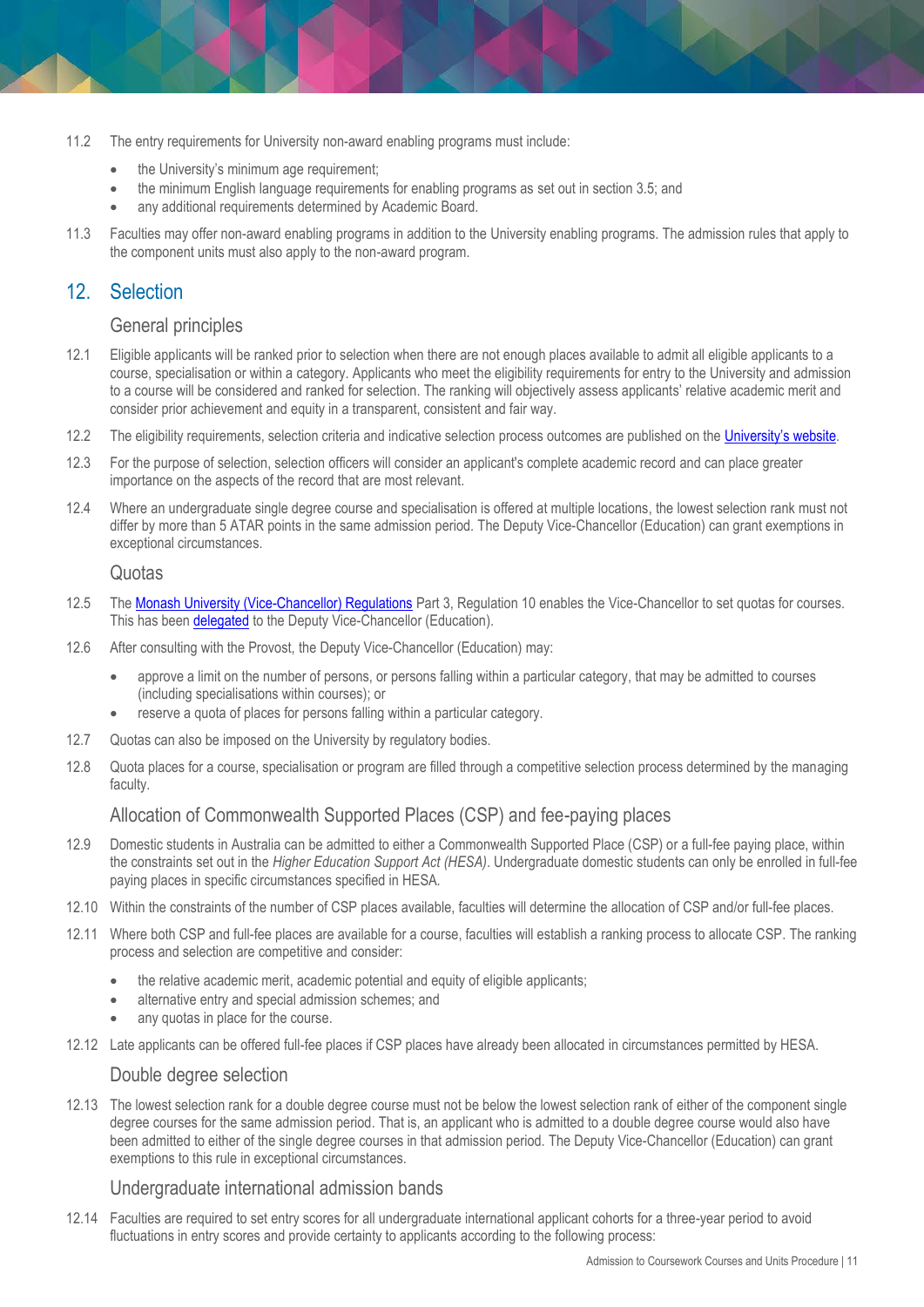11.2 The entry requirements for University non-award enabling programs must include:

- the University's minimum age requirement;
- the minimum English language requirements for enabling programs as set out in section 3.5; and
- any additional requirements determined by Academic Board.

11.3 Faculties may offer non-award enabling programs in addition to the University enabling programs. The admission rules that apply to the component units must also apply to the non-award program.

## 12. Selection

### General principles

12.1 Eligible applicants will be ranked prior to selection when there are not enough places available to admit all eligible applicants to a course, specialisation or within a category. Applicants who meet the eligibility requirements for entry to the University and admission to a course will be considered and ranked for selection. The ranking will objectively assess applicants' relative academic merit and consider prior achievement and equity in a transparent, consistent and fair way.

12.2 The eligibility requirements, selection criteria and indicative selection process outcomes are published on the [University's website](#).

12.3 For the purpose of selection, selection officers will consider an applicant's complete academic record and can place greater importance on the aspects of the record that are most relevant.

12.4 Where an undergraduate single degree course and specialisation is offered at multiple locations, the lowest selection rank must not differ by more than 5 ATAR points in the same admission period. The Deputy Vice-Chancellor (Education) can grant exemptions in exceptional circumstances.

### Quotas

12.5 The [Monash University (Vice-Chancellor) Regulations](#) Part 3, Regulation 10 enables the Vice-Chancellor to set quotas for courses. This has been [delegated](#) to the Deputy Vice-Chancellor (Education).

12.6 After consulting with the Provost, the Deputy Vice-Chancellor (Education) may:

- approve a limit on the number of persons, or persons falling within a particular category, that may be admitted to courses (including specialisations within courses); or
- reserve a quota of places for persons falling within a particular category.

12.7 Quotas can also be imposed on the University by regulatory bodies.

12.8 Quota places for a course, specialisation or program are filled through a competitive selection process determined by the managing faculty.

### Allocation of Commonwealth Supported Places (CSP) and fee-paying places

12.9 Domestic students in Australia can be admitted to either a Commonwealth Supported Place (CSP) or a full-fee paying place, within the constraints set out in the *Higher Education Support Act (HESA)*. Undergraduate domestic students can only be enrolled in full-fee paying places in specific circumstances specified in HESA.

12.10 Within the constraints of the number of CSP places available, faculties will determine the allocation of CSP and/or full-fee places.

12.11 Where both CSP and full-fee places are available for a course, faculties will establish a ranking process to allocate CSP. The ranking process and selection are competitive and consider:

- the relative academic merit, academic potential and equity of eligible applicants;
- alternative entry and special admission schemes; and
- any quotas in place for the course.

12.12 Late applicants can be offered full-fee places if CSP places have already been allocated in circumstances permitted by HESA.

### Double degree selection

12.13 The lowest selection rank for a double degree course must not be below the lowest selection rank of either of the component single degree courses for the same admission period. That is, an applicant who is admitted to a double degree course would also have been admitted to either of the single degree courses in that admission period. The Deputy Vice-Chancellor (Education) can grant exemptions to this rule in exceptional circumstances.

### Undergraduate international admission bands

12.14 Faculties are required to set entry scores for all undergraduate international applicant cohorts for a three-year period to avoid fluctuations in entry scores and provide certainty to applicants according to the following process: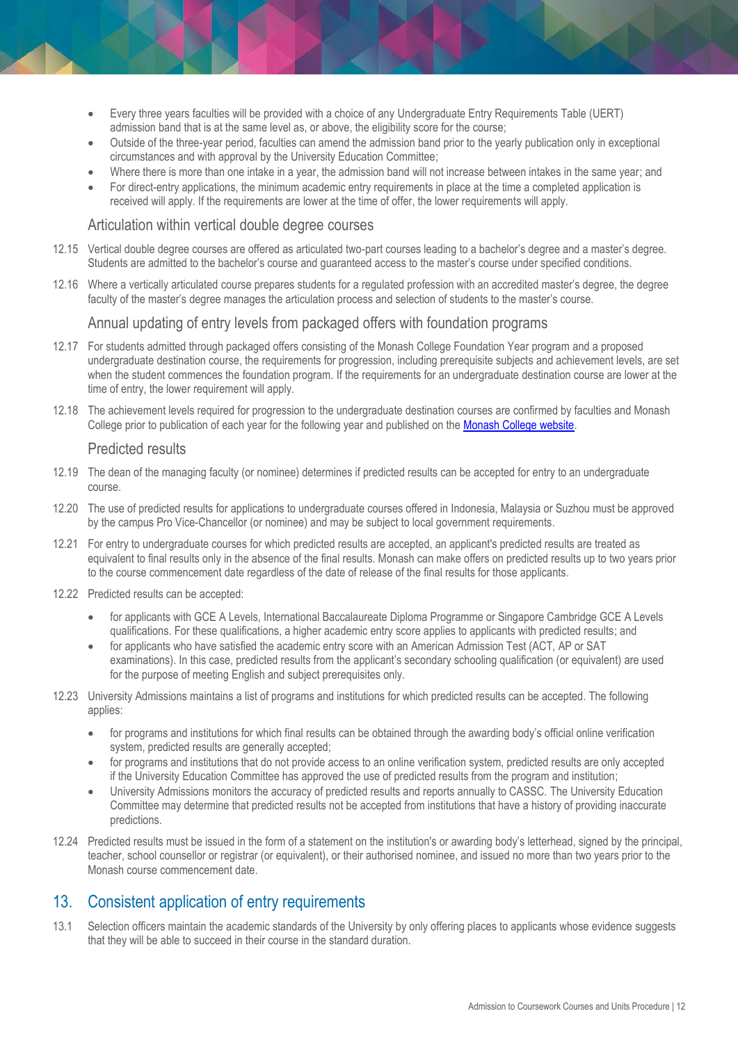- Every three years faculties will be provided with a choice of any Undergraduate Entry Requirements Table (UERT) admission band that is at the same level as, or above, the eligibility score for the course;
- Outside of the three-year period, faculties can amend the admission band prior to the yearly publication only in exceptional circumstances and with approval by the University Education Committee;
- Where there is more than one intake in a year, the admission band will not increase between intakes in the same year; and
- For direct-entry applications, the minimum academic entry requirements in place at the time a completed application is received will apply. If the requirements are lower at the time of offer, the lower requirements will apply.

### Articulation within vertical double degree courses

12.15 Vertical double degree courses are offered as articulated two-part courses leading to a bachelor's degree and a master's degree. Students are admitted to the bachelor's course and guaranteed access to the master's course under specified conditions.

12.16 Where a vertically articulated course prepares students for a regulated profession with an accredited master's degree, the degree faculty of the master's degree manages the articulation process and selection of students to the master's course.

### Annual updating of entry levels from packaged offers with foundation programs

12.17 For students admitted through packaged offers consisting of the Monash College Foundation Year program and a proposed undergraduate destination course, the requirements for progression, including prerequisite subjects and achievement levels, are set when the student commences the foundation program. If the requirements for an undergraduate destination course are lower at the time of entry, the lower requirement will apply.

12.18 The achievement levels required for progression to the undergraduate destination courses are confirmed by faculties and Monash College prior to publication of each year for the following year and published on the [Monash College website](Monash College website).

### Predicted results

12.19 The dean of the managing faculty (or nominee) determines if predicted results can be accepted for entry to an undergraduate course.

12.20 The use of predicted results for applications to undergraduate courses offered in Indonesia, Malaysia or Suzhou must be approved by the campus Pro Vice-Chancellor (or nominee) and may be subject to local government requirements.

12.21 For entry to undergraduate courses for which predicted results are accepted, an applicant's predicted results are treated as equivalent to final results only in the absence of the final results. Monash can make offers on predicted results up to two years prior to the course commencement date regardless of the date of release of the final results for those applicants.

12.22 Predicted results can be accepted:

- for applicants with GCE A Levels, International Baccalaureate Diploma Programme or Singapore Cambridge GCE A Levels qualifications. For these qualifications, a higher academic entry score applies to applicants with predicted results; and
- for applicants who have satisfied the academic entry score with an American Admission Test (ACT, AP or SAT examinations). In this case, predicted results from the applicant's secondary schooling qualification (or equivalent) are used for the purpose of meeting English and subject prerequisites only.

12.23 University Admissions maintains a list of programs and institutions for which predicted results can be accepted. The following applies:

- for programs and institutions for which final results can be obtained through the awarding body's official online verification system, predicted results are generally accepted;
- for programs and institutions that do not provide access to an online verification system, predicted results are only accepted if the University Education Committee has approved the use of predicted results from the program and institution;
- University Admissions monitors the accuracy of predicted results and reports annually to CASSC. The University Education Committee may determine that predicted results not be accepted from institutions that have a history of providing inaccurate predictions.

12.24 Predicted results must be issued in the form of a statement on the institution's or awarding body's letterhead, signed by the principal, teacher, school counsellor or registrar (or equivalent), or their authorised nominee, and issued no more than two years prior to the Monash course commencement date.

## 13. Consistent application of entry requirements

13.1 Selection officers maintain the academic standards of the University by only offering places to applicants whose evidence suggests that they will be able to succeed in their course in the standard duration.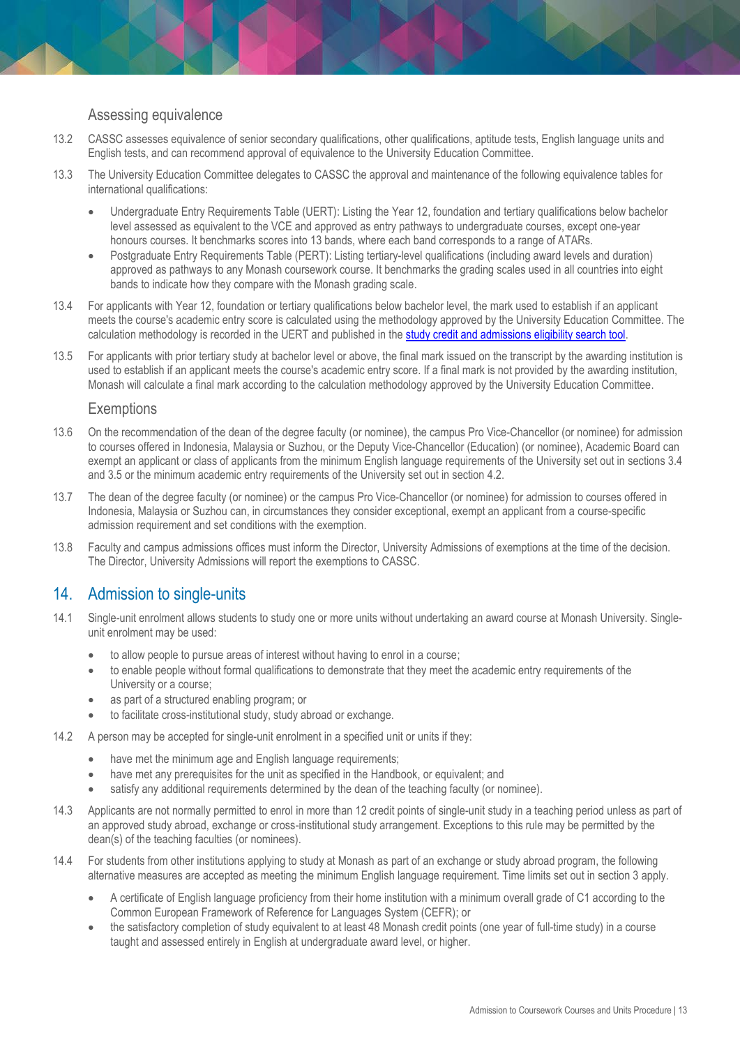### Assessing equivalence

13.2 CASSC assesses equivalence of senior secondary qualifications, other qualifications, aptitude tests, English language units and English tests, and can recommend approval of equivalence to the University Education Committee.

13.3 The University Education Committee delegates to CASSC the approval and maintenance of the following equivalence tables for international qualifications:

- Undergraduate Entry Requirements Table (UERT): Listing the Year 12, foundation and tertiary qualifications below bachelor level assessed as equivalent to the VCE and approved as entry pathways to undergraduate courses, except one-year honours courses. It benchmarks scores into 13 bands, where each band corresponds to a range of ATARs.
- Postgraduate Entry Requirements Table (PERT): Listing tertiary-level qualifications (including award levels and duration) approved as pathways to any Monash coursework course. It benchmarks the grading scales used in all countries into eight bands to indicate how they compare with the Monash grading scale.

13.4 For applicants with Year 12, foundation or tertiary qualifications below bachelor level, the mark used to establish if an applicant meets the course's academic entry score is calculated using the methodology approved by the University Education Committee. The calculation methodology is recorded in the UERT and published in the study credit and admissions eligibility search tool.

13.5 For applicants with prior tertiary study at bachelor level or above, the final mark issued on the transcript by the awarding institution is used to establish if an applicant meets the course's academic entry score. If a final mark is not provided by the awarding institution, Monash will calculate a final mark according to the calculation methodology approved by the University Education Committee.

### Exemptions

13.6 On the recommendation of the dean of the degree faculty (or nominee), the campus Pro Vice-Chancellor (or nominee) for admission to courses offered in Indonesia, Malaysia or Suzhou, or the Deputy Vice-Chancellor (Education) (or nominee), Academic Board can exempt an applicant or class of applicants from the minimum English language requirements of the University set out in sections 3.4 and 3.5 or the minimum academic entry requirements of the University set out in section 4.2.

13.7 The dean of the degree faculty (or nominee) or the campus Pro Vice-Chancellor (or nominee) for admission to courses offered in Indonesia, Malaysia or Suzhou can, in circumstances they consider exceptional, exempt an applicant from a course-specific admission requirement and set conditions with the exemption.

13.8 Faculty and campus admissions offices must inform the Director, University Admissions of exemptions at the time of the decision. The Director, University Admissions will report the exemptions to CASSC.

## 14. Admission to single-units

14.1 Single-unit enrolment allows students to study one or more units without undertaking an award course at Monash University. Single-unit enrolment may be used:

- to allow people to pursue areas of interest without having to enrol in a course;
- to enable people without formal qualifications to demonstrate that they meet the academic entry requirements of the University or a course;
- as part of a structured enabling program; or
- to facilitate cross-institutional study, study abroad or exchange.

14.2 A person may be accepted for single-unit enrolment in a specified unit or units if they:

- have met the minimum age and English language requirements;
- have met any prerequisites for the unit as specified in the Handbook, or equivalent; and
- satisfy any additional requirements determined by the dean of the teaching faculty (or nominee).

14.3 Applicants are not normally permitted to enrol in more than 12 credit points of single-unit study in a teaching period unless as part of an approved study abroad, exchange or cross-institutional study arrangement. Exceptions to this rule may be permitted by the dean(s) of the teaching faculties (or nominees).

14.4 For students from other institutions applying to study at Monash as part of an exchange or study abroad program, the following alternative measures are accepted as meeting the minimum English language requirement. Time limits set out in section 3 apply.

- A certificate of English language proficiency from their home institution with a minimum overall grade of C1 according to the Common European Framework of Reference for Languages System (CEFR); or
- the satisfactory completion of study equivalent to at least 48 Monash credit points (one year of full-time study) in a course taught and assessed entirely in English at undergraduate award level, or higher.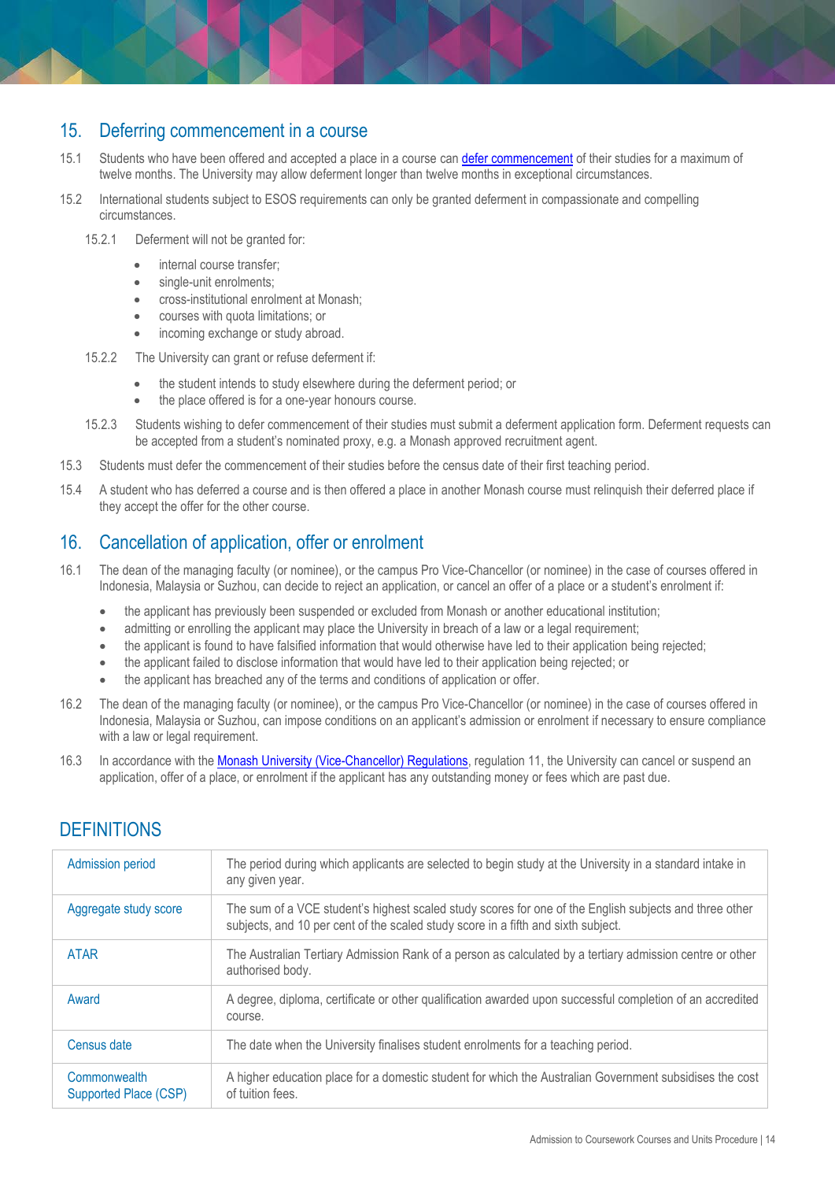## 15. Deferring commencement in a course

15.1 Students who have been offered and accepted a place in a course can [defer commencement](#) of their studies for a maximum of twelve months. The University may allow deferment longer than twelve months in exceptional circumstances.

15.2 International students subject to ESOS requirements can only be granted deferment in compassionate and compelling circumstances.

15.2.1 Deferment will not be granted for:

- internal course transfer;
- single-unit enrolments;
- cross-institutional enrolment at Monash;
- courses with quota limitations; or
- incoming exchange or study abroad.

15.2.2 The University can grant or refuse deferment if:

- the student intends to study elsewhere during the deferment period; or
- the place offered is for a one-year honours course.

15.2.3 Students wishing to defer commencement of their studies must submit a deferment application form. Deferment requests can be accepted from a student's nominated proxy, e.g. a Monash approved recruitment agent.

15.3 Students must defer the commencement of their studies before the census date of their first teaching period.

15.4 A student who has deferred a course and is then offered a place in another Monash course must relinquish their deferred place if they accept the offer for the other course.

## 16. Cancellation of application, offer or enrolment

16.1 The dean of the managing faculty (or nominee), or the campus Pro Vice-Chancellor (or nominee) in the case of courses offered in Indonesia, Malaysia or Suzhou, can decide to reject an application, or cancel an offer of a place or a student's enrolment if:

- the applicant has previously been suspended or excluded from Monash or another educational institution;
- admitting or enrolling the applicant may place the University in breach of a law or a legal requirement;
- the applicant is found to have falsified information that would otherwise have led to their application being rejected;
- the applicant failed to disclose information that would have led to their application being rejected; or
- the applicant has breached any of the terms and conditions of application or offer.

16.2 The dean of the managing faculty (or nominee), or the campus Pro Vice-Chancellor (or nominee) in the case of courses offered in Indonesia, Malaysia or Suzhou, can impose conditions on an applicant's admission or enrolment if necessary to ensure compliance with a law or legal requirement.

16.3 In accordance with the [Monash University (Vice-Chancellor) Regulations](#), regulation 11, the University can cancel or suspend an application, offer of a place, or enrolment if the applicant has any outstanding money or fees which are past due.

## DEFINITIONS

| Term | Definition |
|---|---|
| Admission period | The period during which applicants are selected to begin study at the University in a standard intake in any given year. |
| Aggregate study score | The sum of a VCE student's highest scaled study scores for one of the English subjects and three other subjects, and 10 per cent of the scaled study score in a fifth and sixth subject. |
| ATAR | The Australian Tertiary Admission Rank of a person as calculated by a tertiary admission centre or other authorised body. |
| Award | A degree, diploma, certificate or other qualification awarded upon successful completion of an accredited course. |
| Census date | The date when the University finalises student enrolments for a teaching period. |
| Commonwealth Supported Place (CSP) | A higher education place for a domestic student for which the Australian Government subsidises the cost of tuition fees. |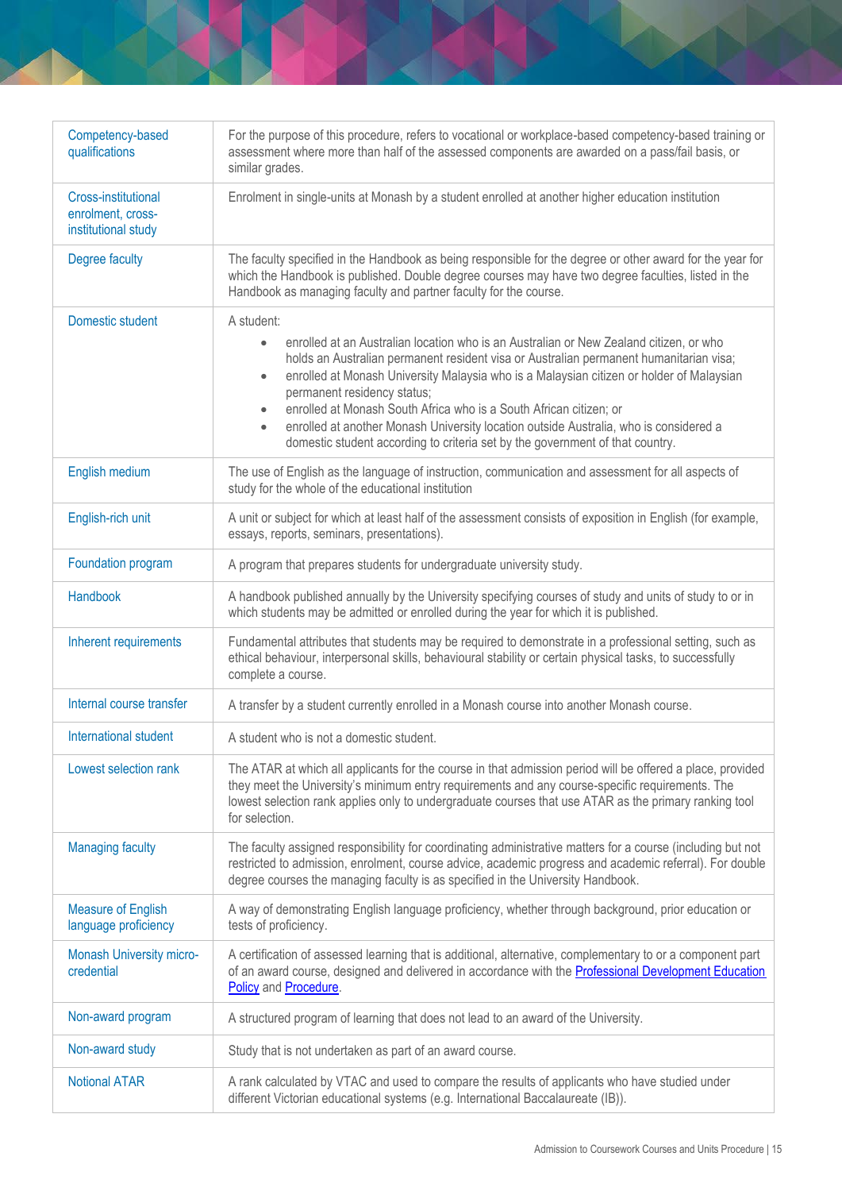| | |
|---|---|
| Competency-based qualifications | For the purpose of this procedure, refers to vocational or workplace-based competency-based training or assessment where more than half of the assessed components are awarded on a pass/fail basis, or similar grades. |
| Cross-institutional enrolment, cross-institutional study | Enrolment in single-units at Monash by a student enrolled at another higher education institution |
| Degree faculty | The faculty specified in the Handbook as being responsible for the degree or other award for the year for which the Handbook is published. Double degree courses may have two degree faculties, listed in the Handbook as managing faculty and partner faculty for the course. |
| Domestic student | A student:<br>• enrolled at an Australian location who is an Australian or New Zealand citizen, or who holds an Australian permanent resident visa or Australian permanent humanitarian visa;<br>• enrolled at Monash University Malaysia who is a Malaysian citizen or holder of Malaysian permanent residency status;<br>• enrolled at Monash South Africa who is a South African citizen; or<br>• enrolled at another Monash University location outside Australia, who is considered a domestic student according to criteria set by the government of that country. |
| English medium | The use of English as the language of instruction, communication and assessment for all aspects of study for the whole of the educational institution |
| English-rich unit | A unit or subject for which at least half of the assessment consists of exposition in English (for example, essays, reports, seminars, presentations). |
| Foundation program | A program that prepares students for undergraduate university study. |
| Handbook | A handbook published annually by the University specifying courses of study and units of study to or in which students may be admitted or enrolled during the year for which it is published. |
| Inherent requirements | Fundamental attributes that students may be required to demonstrate in a professional setting, such as ethical behaviour, interpersonal skills, behavioural stability or certain physical tasks, to successfully complete a course. |
| Internal course transfer | A transfer by a student currently enrolled in a Monash course into another Monash course. |
| International student | A student who is not a domestic student. |
| Lowest selection rank | The ATAR at which all applicants for the course in that admission period will be offered a place, provided they meet the University's minimum entry requirements and any course-specific requirements. The lowest selection rank applies only to undergraduate courses that use ATAR as the primary ranking tool for selection. |
| Managing faculty | The faculty assigned responsibility for coordinating administrative matters for a course (including but not restricted to admission, enrolment, course advice, academic progress and academic referral). For double degree courses the managing faculty is as specified in the University Handbook. |
| Measure of English language proficiency | A way of demonstrating English language proficiency, whether through background, prior education or tests of proficiency. |
| Monash University micro-credential | A certification of assessed learning that is additional, alternative, complementary to or a component part of an award course, designed and delivered in accordance with the Professional Development Education Policy and Procedure. |
| Non-award program | A structured program of learning that does not lead to an award of the University. |
| Non-award study | Study that is not undertaken as part of an award course. |
| Notional ATAR | A rank calculated by VTAC and used to compare the results of applicants who have studied under different Victorian educational systems (e.g. International Baccalaureate (IB)). |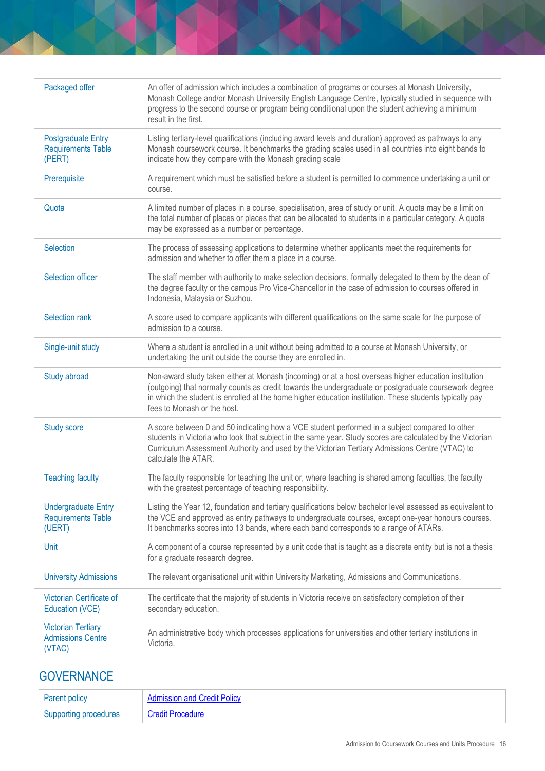| | |
|---|---|
| Packaged offer | An offer of admission which includes a combination of programs or courses at Monash University, Monash College and/or Monash University English Language Centre, typically studied in sequence with progress to the second course or program being conditional upon the student achieving a minimum result in the first. |
| Postgraduate Entry Requirements Table (PERT) | Listing tertiary-level qualifications (including award levels and duration) approved as pathways to any Monash coursework course. It benchmarks the grading scales used in all countries into eight bands to indicate how they compare with the Monash grading scale |
| Prerequisite | A requirement which must be satisfied before a student is permitted to commence undertaking a unit or course. |
| Quota | A limited number of places in a course, specialisation, area of study or unit. A quota may be a limit on the total number of places or places that can be allocated to students in a particular category. A quota may be expressed as a number or percentage. |
| Selection | The process of assessing applications to determine whether applicants meet the requirements for admission and whether to offer them a place in a course. |
| Selection officer | The staff member with authority to make selection decisions, formally delegated to them by the dean of the degree faculty or the campus Pro Vice-Chancellor in the case of admission to courses offered in Indonesia, Malaysia or Suzhou. |
| Selection rank | A score used to compare applicants with different qualifications on the same scale for the purpose of admission to a course. |
| Single-unit study | Where a student is enrolled in a unit without being admitted to a course at Monash University, or undertaking the unit outside the course they are enrolled in. |
| Study abroad | Non-award study taken either at Monash (incoming) or at a host overseas higher education institution (outgoing) that normally counts as credit towards the undergraduate or postgraduate coursework degree in which the student is enrolled at the home higher education institution. These students typically pay fees to Monash or the host. |
| Study score | A score between 0 and 50 indicating how a VCE student performed in a subject compared to other students in Victoria who took that subject in the same year. Study scores are calculated by the Victorian Curriculum Assessment Authority and used by the Victorian Tertiary Admissions Centre (VTAC) to calculate the ATAR. |
| Teaching faculty | The faculty responsible for teaching the unit or, where teaching is shared among faculties, the faculty with the greatest percentage of teaching responsibility. |
| Undergraduate Entry Requirements Table (UERT) | Listing the Year 12, foundation and tertiary qualifications below bachelor level assessed as equivalent to the VCE and approved as entry pathways to undergraduate courses, except one-year honours courses. It benchmarks scores into 13 bands, where each band corresponds to a range of ATARs. |
| Unit | A component of a course represented by a unit code that is taught as a discrete entity but is not a thesis for a graduate research degree. |
| University Admissions | The relevant organisational unit within University Marketing, Admissions and Communications. |
| Victorian Certificate of Education (VCE) | The certificate that the majority of students in Victoria receive on satisfactory completion of their secondary education. |
| Victorian Tertiary Admissions Centre (VTAC) | An administrative body which processes applications for universities and other tertiary institutions in Victoria. |

## GOVERNANCE

| | |
|---|---|
| Parent policy | Admission and Credit Policy |
| Supporting procedures | Credit Procedure |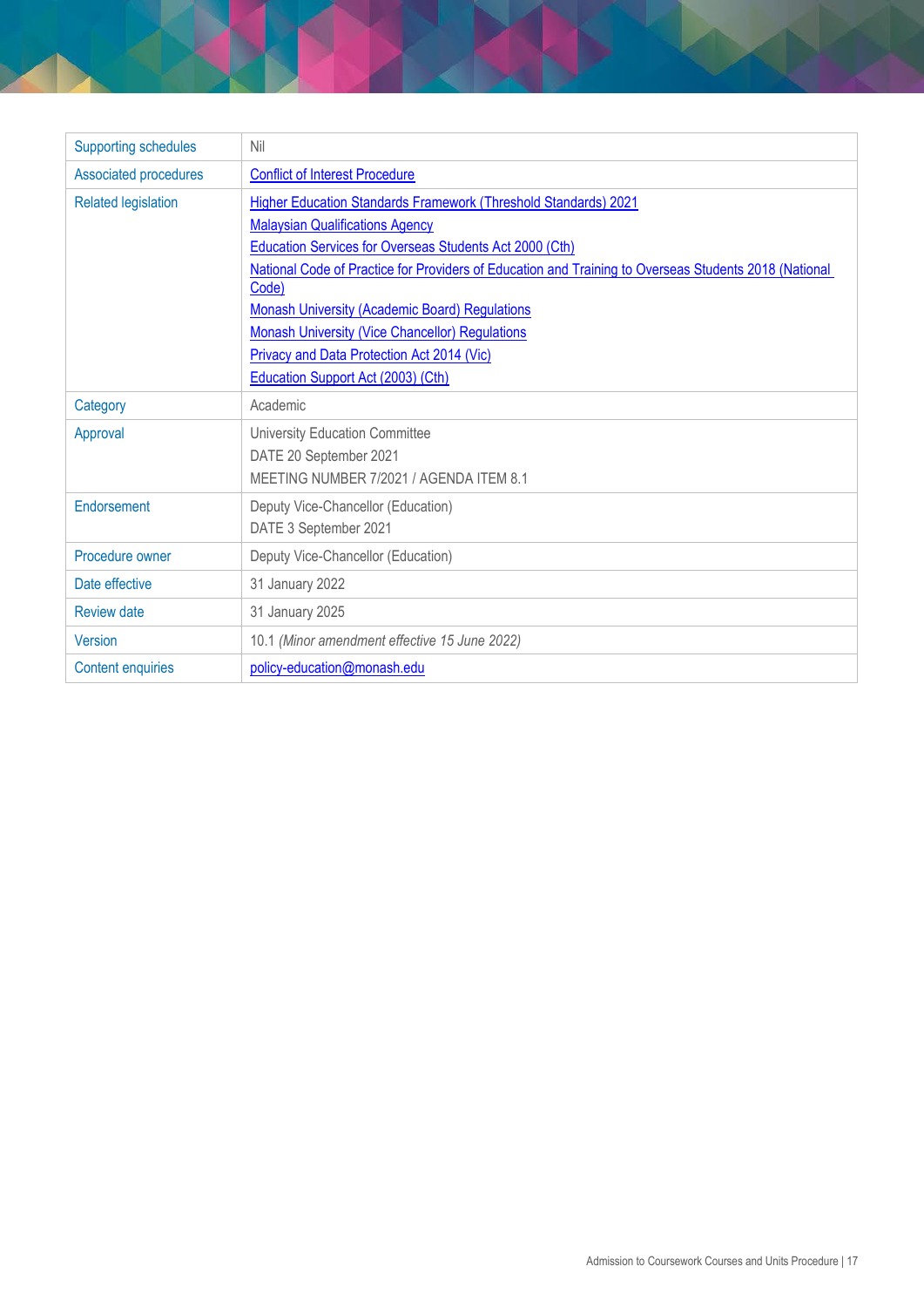| | |
|---|---|
| Supporting schedules | Nil |
| Associated procedures | [Conflict of Interest Procedure] |
| Related legislation | [Higher Education Standards Framework (Threshold Standards) 2021]<br>[Malaysian Qualifications Agency]<br>[Education Services for Overseas Students Act 2000 (Cth)]<br>[National Code of Practice for Providers of Education and Training to Overseas Students 2018 (National Code)]<br>[Monash University (Academic Board) Regulations]<br>[Monash University (Vice Chancellor) Regulations]<br>[Privacy and Data Protection Act 2014 (Vic)]<br>[Education Support Act (2003) (Cth)] |
| Category | Academic |
| Approval | University Education Committee<br>DATE 20 September 2021<br>MEETING NUMBER 7/2021 / AGENDA ITEM 8.1 |
| Endorsement | Deputy Vice-Chancellor (Education)<br>DATE 3 September 2021 |
| Procedure owner | Deputy Vice-Chancellor (Education) |
| Date effective | 31 January 2022 |
| Review date | 31 January 2025 |
| Version | 10.1 *(Minor amendment effective 15 June 2022)* |
| Content enquiries | policy-education@monash.edu |